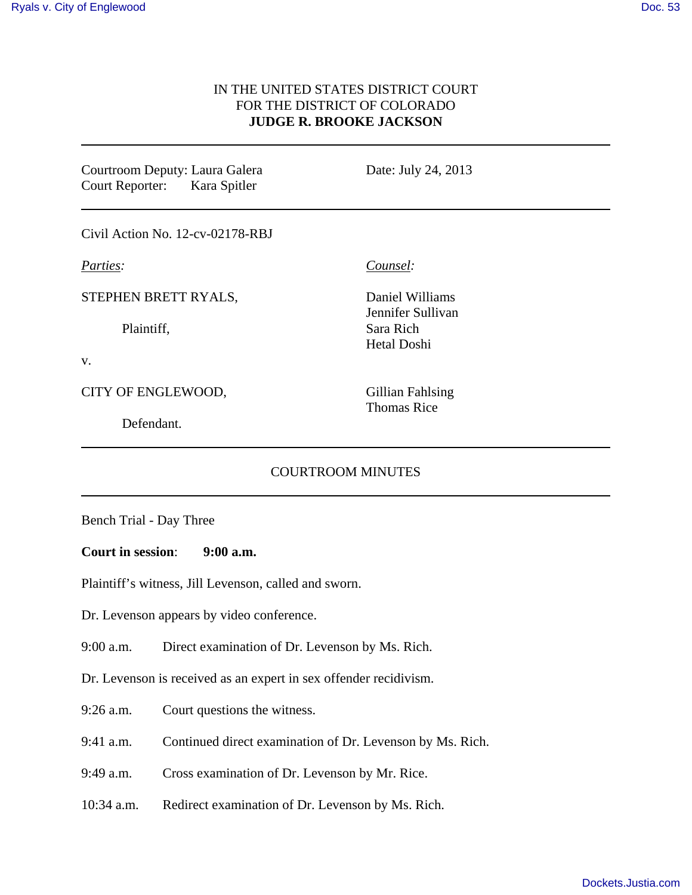IN THE UNITED STATES DISTRICT COURT
FOR THE DISTRICT OF COLORADO
**JUDGE R. BROOKE JACKSON**

---

Courtroom Deputy: Laura Galera
Court Reporter: Kara Spitler

Date: July 24, 2013

---

Civil Action No. 12-cv-02178-RBJ

| *Parties:* | *Counsel:* |
| --- | --- |
| STEPHEN BRETT RYALS, Plaintiff, | Daniel Williams<br>Jennifer Sullivan<br>Sara Rich<br>Hetal Doshi |
| v. | |
| CITY OF ENGLEWOOD, Defendant. | Gillian Fahlsing<br>Thomas Rice |

---

COURTROOM MINUTES

---

Bench Trial - Day Three

**Court in session**: **9:00 a.m.**

Plaintiff's witness, Jill Levenson, called and sworn.

Dr. Levenson appears by video conference.

9:00 a.m. Direct examination of Dr. Levenson by Ms. Rich.

Dr. Levenson is received as an expert in sex offender recidivism.

9:26 a.m. Court questions the witness.

9:41 a.m. Continued direct examination of Dr. Levenson by Ms. Rich.

9:49 a.m. Cross examination of Dr. Levenson by Mr. Rice.

10:34 a.m. Redirect examination of Dr. Levenson by Ms. Rich.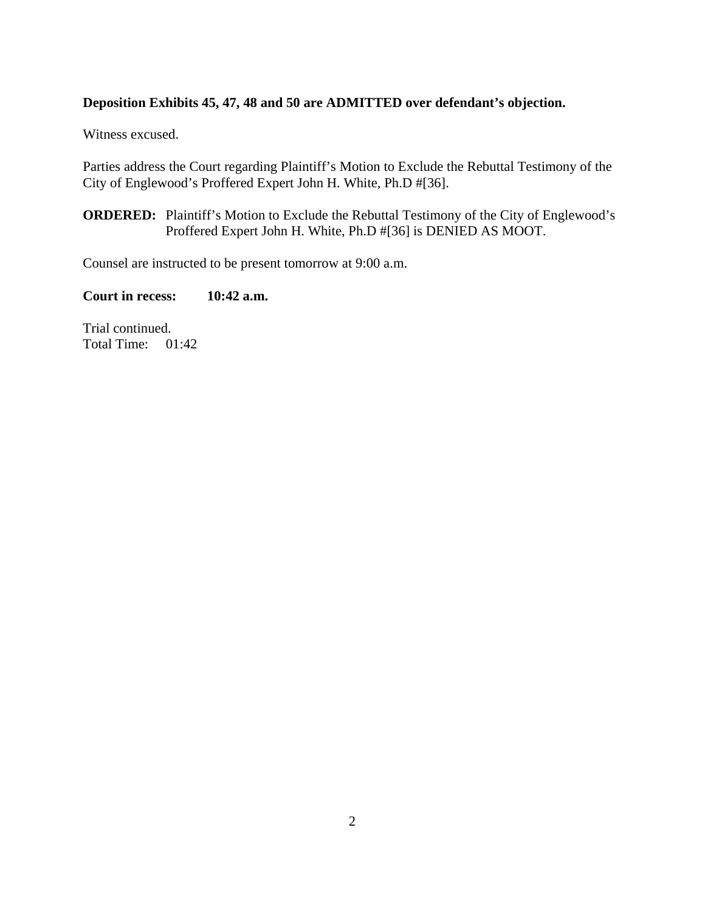**Deposition Exhibits 45, 47, 48 and 50 are ADMITTED over defendant's objection.**

Witness excused.

Parties address the Court regarding Plaintiff's Motion to Exclude the Rebuttal Testimony of the City of Englewood's Proffered Expert John H. White, Ph.D #[36].

**ORDERED:** Plaintiff's Motion to Exclude the Rebuttal Testimony of the City of Englewood's Proffered Expert John H. White, Ph.D #[36] is DENIED AS MOOT.

Counsel are instructed to be present tomorrow at 9:00 a.m.

**Court in recess: 10:42 a.m.**

Trial continued.
Total Time: 01:42